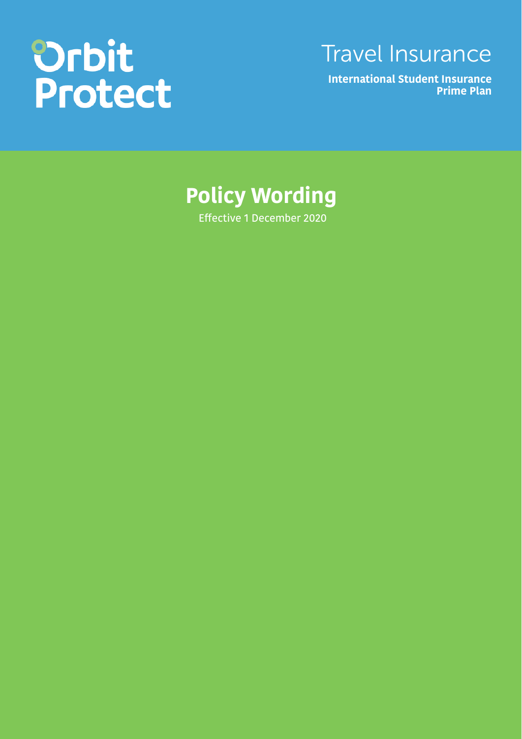Orbit Protect

Travel Insurance

**International Student Insurance**
**Prime Plan**

# Policy Wording

Effective 1 December 2020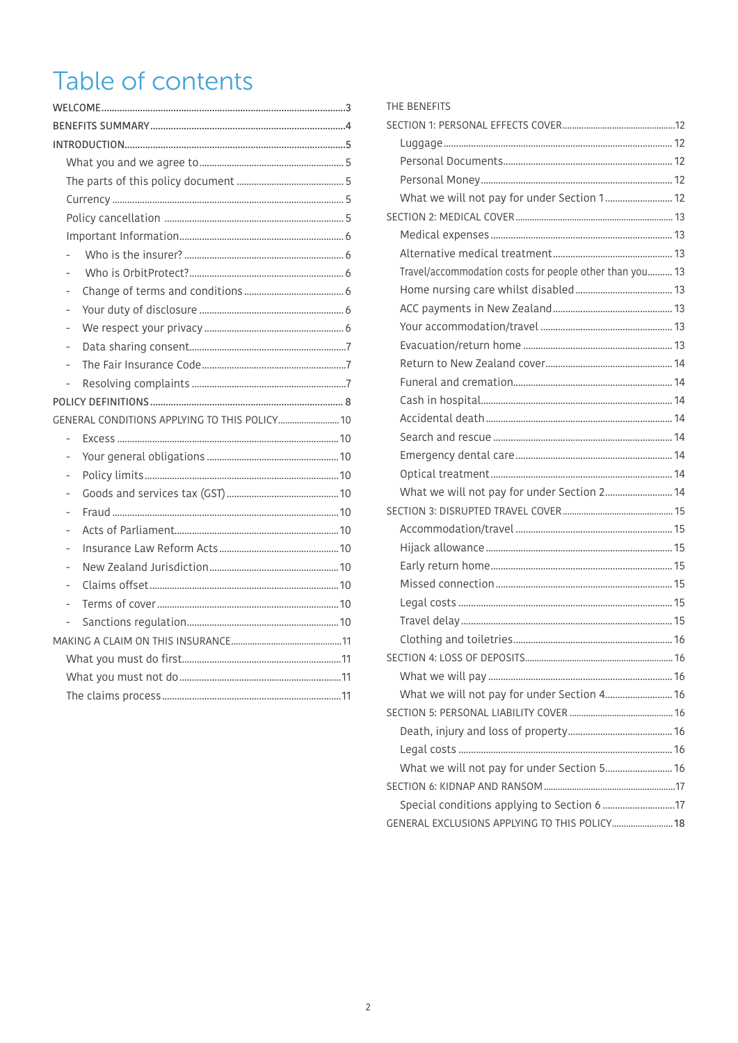# Table of contents

WELCOME ... 3

BENEFITS SUMMARY ... 4

INTRODUCTION ... 5

- What you and we agree to ... 5
- The parts of this policy document ... 5
- Currency ... 5
- Policy cancellation ... 5
- Important Information ... 6
  - Who is the insurer? ... 6
  - Who is OrbitProtect? ... 6
  - Change of terms and conditions ... 6
  - Your duty of disclosure ... 6
  - We respect your privacy ... 6
  - Data sharing consent ... 7
  - The Fair Insurance Code ... 7
  - Resolving complaints ... 7

POLICY DEFINITIONS ... 8

GENERAL CONDITIONS APPLYING TO THIS POLICY ... 10

- Excess ... 10
- Your general obligations ... 10
- Policy limits ... 10
- Goods and services tax (GST) ... 10
- Fraud ... 10
- Acts of Parliament ... 10
- Insurance Law Reform Acts ... 10
- New Zealand Jurisdiction ... 10
- Claims offset ... 10
- Terms of cover ... 10
- Sanctions regulation ... 10

MAKING A CLAIM ON THIS INSURANCE ... 11

- What you must do first ... 11
- What you must not do ... 11
- The claims process ... 11

THE BENEFITS

SECTION 1: PERSONAL EFFECTS COVER ... 12

- Luggage ... 12
- Personal Documents ... 12
- Personal Money ... 12
- What we will not pay for under Section 1 ... 12

SECTION 2: MEDICAL COVER ... 13

- Medical expenses ... 13
- Alternative medical treatment ... 13
- Travel/accommodation costs for people other than you ... 13
- Home nursing care whilst disabled ... 13
- ACC payments in New Zealand ... 13
- Your accommodation/travel ... 13
- Evacuation/return home ... 13
- Return to New Zealand cover ... 14
- Funeral and cremation ... 14
- Cash in hospital ... 14
- Accidental death ... 14
- Search and rescue ... 14
- Emergency dental care ... 14
- Optical treatment ... 14
- What we will not pay for under Section 2 ... 14

SECTION 3: DISRUPTED TRAVEL COVER ... 15

- Accommodation/travel ... 15
- Hijack allowance ... 15
- Early return home ... 15
- Missed connection ... 15
- Legal costs ... 15
- Travel delay ... 15
- Clothing and toiletries ... 16

SECTION 4: LOSS OF DEPOSITS ... 16

- What we will pay ... 16
- What we will not pay for under Section 4 ... 16

SECTION 5: PERSONAL LIABILITY COVER ... 16

- Death, injury and loss of property ... 16
- Legal costs ... 16
- What we will not pay for under Section 5 ... 16

SECTION 6: KIDNAP AND RANSOM ... 17

- Special conditions applying to Section 6 ... 17

GENERAL EXCLUSIONS APPLYING TO THIS POLICY ... 18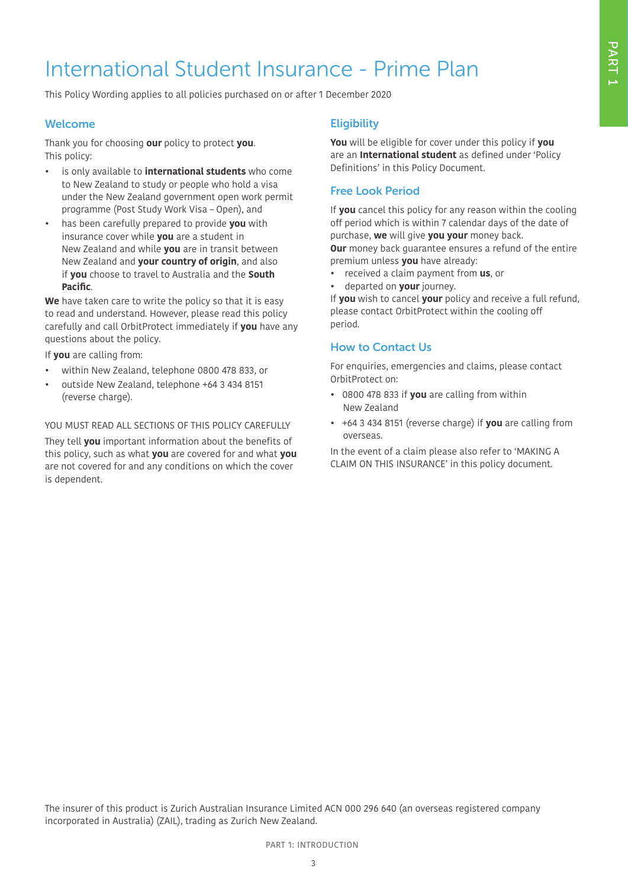# International Student Insurance - Prime Plan

This Policy Wording applies to all policies purchased on or after 1 December 2020

## Welcome

Thank you for choosing **our** policy to protect **you**. This policy:

- is only available to **international students** who come to New Zealand to study or people who hold a visa under the New Zealand government open work permit programme (Post Study Work Visa – Open), and
- has been carefully prepared to provide **you** with insurance cover while **you** are a student in New Zealand and while **you** are in transit between New Zealand and **your country of origin**, and also if **you** choose to travel to Australia and the **South Pacific**.

**We** have taken care to write the policy so that it is easy to read and understand. However, please read this policy carefully and call OrbitProtect immediately if **you** have any questions about the policy.

If **you** are calling from:

- within New Zealand, telephone 0800 478 833, or
- outside New Zealand, telephone +64 3 434 8151 (reverse charge).

YOU MUST READ ALL SECTIONS OF THIS POLICY CAREFULLY

They tell **you** important information about the benefits of this policy, such as what **you** are covered for and what **you** are not covered for and any conditions on which the cover is dependent.

## Eligibility

**You** will be eligible for cover under this policy if **you** are an **International student** as defined under 'Policy Definitions' in this Policy Document.

## Free Look Period

If **you** cancel this policy for any reason within the cooling off period which is within 7 calendar days of the date of purchase, **we** will give **you your** money back.

**Our** money back guarantee ensures a refund of the entire premium unless **you** have already:

- received a claim payment from **us**, or
- departed on **your** journey.

If **you** wish to cancel **your** policy and receive a full refund, please contact OrbitProtect within the cooling off period.

## How to Contact Us

For enquiries, emergencies and claims, please contact OrbitProtect on:

- 0800 478 833 if **you** are calling from within New Zealand
- +64 3 434 8151 (reverse charge) if **you** are calling from overseas.

In the event of a claim please also refer to 'MAKING A CLAIM ON THIS INSURANCE' in this policy document.

The insurer of this product is Zurich Australian Insurance Limited ACN 000 296 640 (an overseas registered company incorporated in Australia) (ZAIL), trading as Zurich New Zealand.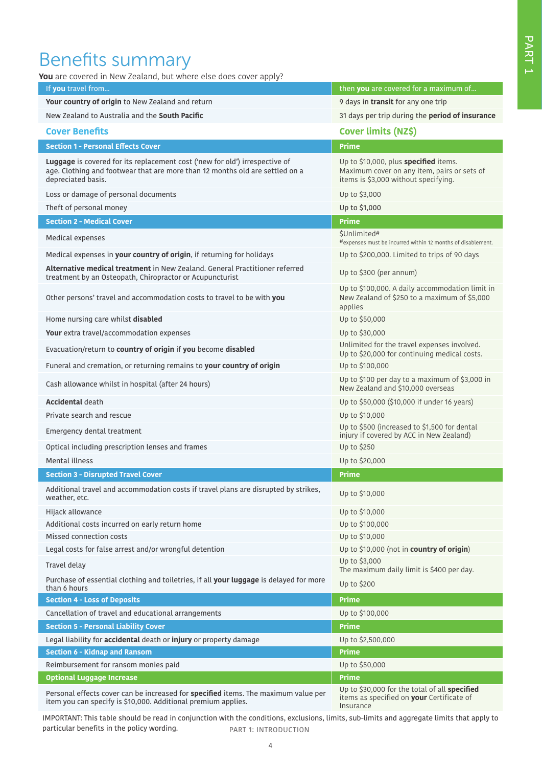# Benefits summary

**You** are covered in New Zealand, but where else does cover apply?

| If **you** travel from... | then **you** are covered for a maximum of... |
|---|---|
| **Your country of origin** to New Zealand and return | 9 days in **transit** for any one trip |
| New Zealand to Australia and the **South Pacific** | 31 days per trip during the **period of insurance** |

| Cover Benefits | Cover limits (NZ$) |
|---|---|
| **Section 1 - Personal Effects Cover** | **Prime** |
| **Luggage** is covered for its replacement cost ('new for old') irrespective of age. Clothing and footwear that are more than 12 months old are settled on a depreciated basis. | Up to $10,000, plus **specified** items. Maximum cover on any item, pairs or sets of items is $3,000 without specifying. |
| Loss or damage of personal documents | Up to $3,000 |
| Theft of personal money | Up to $1,000 |
| **Section 2 - Medical Cover** | **Prime** |
| Medical expenses | $Unlimited# #expenses must be incurred within 12 months of disablement. |
| Medical expenses in **your country of origin**, if returning for holidays | Up to $200,000. Limited to trips of 90 days |
| **Alternative medical treatment** in New Zealand. General Practitioner referred treatment by an Osteopath, Chiropractor or Acupuncturist | Up to $300 (per annum) |
| Other persons' travel and accommodation costs to travel to be with **you** | Up to $100,000. A daily accommodation limit in New Zealand of $250 to a maximum of $5,000 applies |
| Home nursing care whilst **disabled** | Up to $50,000 |
| **Your** extra travel/accommodation expenses | Up to $30,000 |
| Evacuation/return to **country of origin** if **you** become **disabled** | Unlimited for the travel expenses involved. Up to $20,000 for continuing medical costs. |
| Funeral and cremation, or returning remains to **your country of origin** | Up to $100,000 |
| Cash allowance whilst in hospital (after 24 hours) | Up to $100 per day to a maximum of $3,000 in New Zealand and $10,000 overseas |
| **Accidental** death | Up to $50,000 ($10,000 if under 16 years) |
| Private search and rescue | Up to $10,000 |
| Emergency dental treatment | Up to $500 (increased to $1,500 for dental injury if covered by ACC in New Zealand) |
| Optical including prescription lenses and frames | Up to $250 |
| Mental illness | Up to $20,000 |
| **Section 3 - Disrupted Travel Cover** | **Prime** |
| Additional travel and accommodation costs if travel plans are disrupted by strikes, weather, etc. | Up to $10,000 |
| Hijack allowance | Up to $10,000 |
| Additional costs incurred on early return home | Up to $100,000 |
| Missed connection costs | Up to $10,000 |
| Legal costs for false arrest and/or wrongful detention | Up to $10,000 (not in **country of origin**) |
| Travel delay | Up to $3,000 The maximum daily limit is $400 per day. |
| Purchase of essential clothing and toiletries, if all **your luggage** is delayed for more than 6 hours | Up to $200 |
| **Section 4 - Loss of Deposits** | **Prime** |
| Cancellation of travel and educational arrangements | Up to $100,000 |
| **Section 5 - Personal Liability Cover** | **Prime** |
| Legal liability for **accidental** death or **injury** or property damage | Up to $2,500,000 |
| **Section 6 - Kidnap and Ransom** | **Prime** |
| Reimbursement for ransom monies paid | Up to $50,000 |
| **Optional Luggage Increase** | **Prime** |
| Personal effects cover can be increased for **specified** items. The maximum value per item you can specify is $10,000. Additional premium applies. | Up to $30,000 for the total of all **specified** items as specified on **your** Certificate of Insurance |

IMPORTANT: This table should be read in conjunction with the conditions, exclusions, limits, sub-limits and aggregate limits that apply to particular benefits in the policy wording.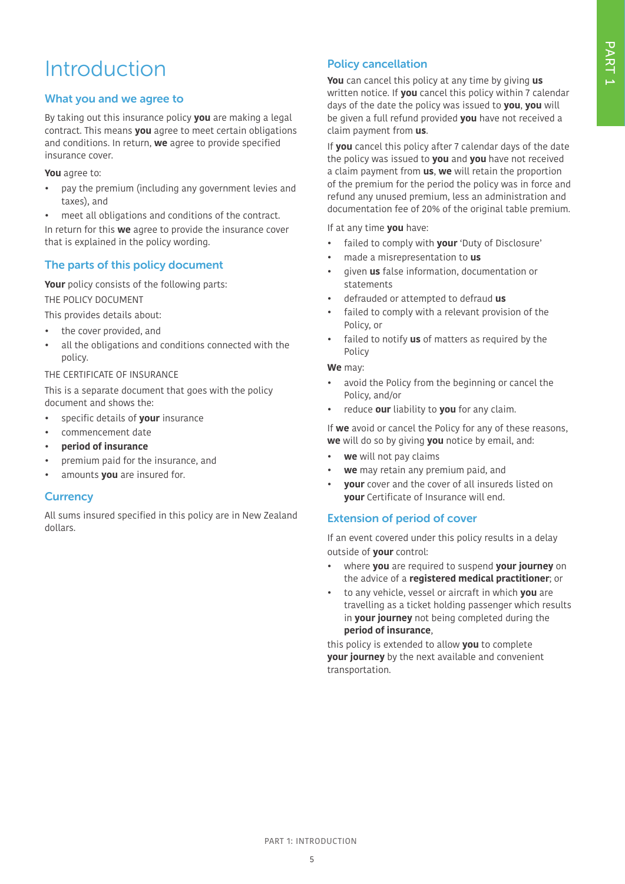# Introduction

## What you and we agree to

By taking out this insurance policy **you** are making a legal contract. This means **you** agree to meet certain obligations and conditions. In return, **we** agree to provide specified insurance cover.

**You** agree to:

- pay the premium (including any government levies and taxes), and
- meet all obligations and conditions of the contract.

In return for this **we** agree to provide the insurance cover that is explained in the policy wording.

## The parts of this policy document

**Your** policy consists of the following parts:

THE POLICY DOCUMENT

This provides details about:

- the cover provided, and
- all the obligations and conditions connected with the policy.

THE CERTIFICATE OF INSURANCE

This is a separate document that goes with the policy document and shows the:

- specific details of **your** insurance
- commencement date
- **period of insurance**
- premium paid for the insurance, and
- amounts **you** are insured for.

## Currency

All sums insured specified in this policy are in New Zealand dollars.

## Policy cancellation

**You** can cancel this policy at any time by giving **us** written notice. If **you** cancel this policy within 7 calendar days of the date the policy was issued to **you**, **you** will be given a full refund provided **you** have not received a claim payment from **us**.

If **you** cancel this policy after 7 calendar days of the date the policy was issued to **you** and **you** have not received a claim payment from **us**, **we** will retain the proportion of the premium for the period the policy was in force and refund any unused premium, less an administration and documentation fee of 20% of the original table premium.

If at any time **you** have:

- failed to comply with **your** 'Duty of Disclosure'
- made a misrepresentation to **us**
- given **us** false information, documentation or statements
- defrauded or attempted to defraud **us**
- failed to comply with a relevant provision of the Policy, or
- failed to notify **us** of matters as required by the Policy

**We** may:

- avoid the Policy from the beginning or cancel the Policy, and/or
- reduce **our** liability to **you** for any claim.

If **we** avoid or cancel the Policy for any of these reasons, **we** will do so by giving **you** notice by email, and:

- **we** will not pay claims
- **we** may retain any premium paid, and
- **your** cover and the cover of all insureds listed on **your** Certificate of Insurance will end.

## Extension of period of cover

If an event covered under this policy results in a delay outside of **your** control:

- where **you** are required to suspend **your journey** on the advice of a **registered medical practitioner**; or
- to any vehicle, vessel or aircraft in which **you** are travelling as a ticket holding passenger which results in **your journey** not being completed during the **period of insurance**,

this policy is extended to allow **you** to complete **your journey** by the next available and convenient transportation.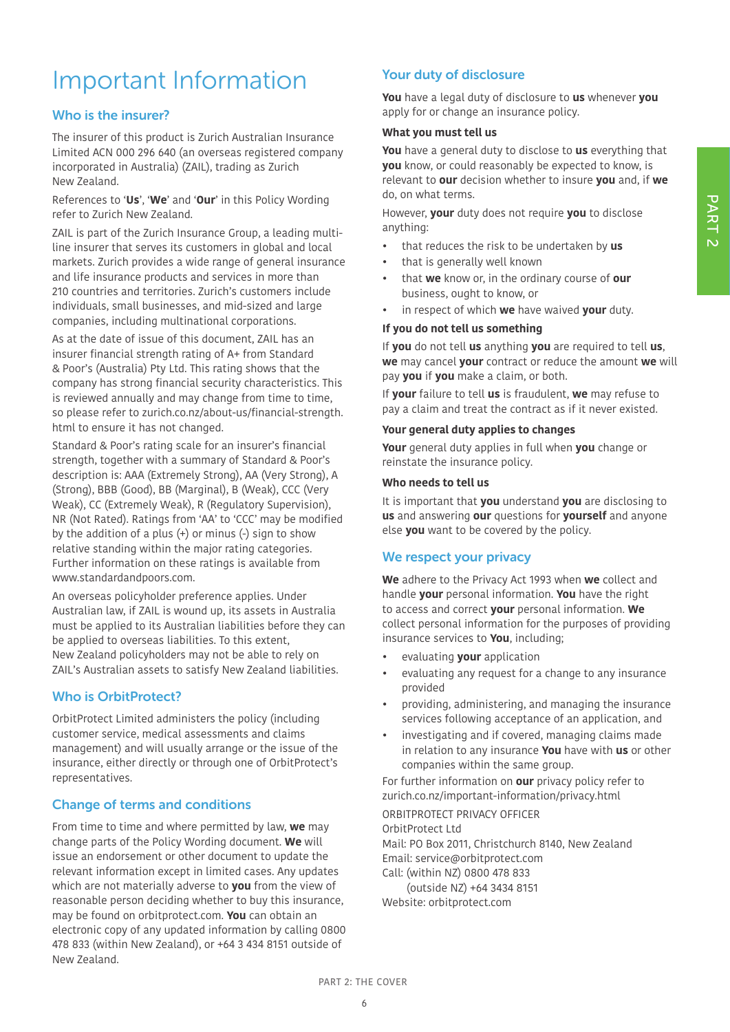# Important Information

## Who is the insurer?

The insurer of this product is Zurich Australian Insurance Limited ACN 000 296 640 (an overseas registered company incorporated in Australia) (ZAIL), trading as Zurich New Zealand.

References to '**Us**', '**We**' and '**Our**' in this Policy Wording refer to Zurich New Zealand.

ZAIL is part of the Zurich Insurance Group, a leading multi-line insurer that serves its customers in global and local markets. Zurich provides a wide range of general insurance and life insurance products and services in more than 210 countries and territories. Zurich's customers include individuals, small businesses, and mid-sized and large companies, including multinational corporations.

As at the date of issue of this document, ZAIL has an insurer financial strength rating of A+ from Standard & Poor's (Australia) Pty Ltd. This rating shows that the company has strong financial security characteristics. This is reviewed annually and may change from time to time, so please refer to zurich.co.nz/about-us/financial-strength.html to ensure it has not changed.

Standard & Poor's rating scale for an insurer's financial strength, together with a summary of Standard & Poor's description is: AAA (Extremely Strong), AA (Very Strong), A (Strong), BBB (Good), BB (Marginal), B (Weak), CCC (Very Weak), CC (Extremely Weak), R (Regulatory Supervision), NR (Not Rated). Ratings from 'AA' to 'CCC' may be modified by the addition of a plus (+) or minus (-) sign to show relative standing within the major rating categories. Further information on these ratings is available from www.standardandpoors.com.

An overseas policyholder preference applies. Under Australian law, if ZAIL is wound up, its assets in Australia must be applied to its Australian liabilities before they can be applied to overseas liabilities. To this extent, New Zealand policyholders may not be able to rely on ZAIL's Australian assets to satisfy New Zealand liabilities.

## Who is OrbitProtect?

OrbitProtect Limited administers the policy (including customer service, medical assessments and claims management) and will usually arrange or the issue of the insurance, either directly or through one of OrbitProtect's representatives.

## Change of terms and conditions

From time to time and where permitted by law, **we** may change parts of the Policy Wording document. **We** will issue an endorsement or other document to update the relevant information except in limited cases. Any updates which are not materially adverse to **you** from the view of reasonable person deciding whether to buy this insurance, may be found on orbitprotect.com. **You** can obtain an electronic copy of any updated information by calling 0800 478 833 (within New Zealand), or +64 3 434 8151 outside of New Zealand.

## Your duty of disclosure

**You** have a legal duty of disclosure to **us** whenever **you** apply for or change an insurance policy.

### What you must tell us

**You** have a general duty to disclose to **us** everything that **you** know, or could reasonably be expected to know, is relevant to **our** decision whether to insure **you** and, if **we** do, on what terms.

However, **your** duty does not require **you** to disclose anything:

- that reduces the risk to be undertaken by **us**
- that is generally well known
- that **we** know or, in the ordinary course of **our** business, ought to know, or
- in respect of which **we** have waived **your** duty.

### If you do not tell us something

If **you** do not tell **us** anything **you** are required to tell **us**, **we** may cancel **your** contract or reduce the amount **we** will pay **you** if **you** make a claim, or both.

If **your** failure to tell **us** is fraudulent, **we** may refuse to pay a claim and treat the contract as if it never existed.

### Your general duty applies to changes

**Your** general duty applies in full when **you** change or reinstate the insurance policy.

### Who needs to tell us

It is important that **you** understand **you** are disclosing to **us** and answering **our** questions for **yourself** and anyone else **you** want to be covered by the policy.

## We respect your privacy

**We** adhere to the Privacy Act 1993 when **we** collect and handle **your** personal information. **You** have the right to access and correct **your** personal information. **We** collect personal information for the purposes of providing insurance services to **You**, including;

- evaluating **your** application
- evaluating any request for a change to any insurance provided
- providing, administering, and managing the insurance services following acceptance of an application, and
- investigating and if covered, managing claims made in relation to any insurance **You** have with **us** or other companies within the same group.

For further information on **our** privacy policy refer to zurich.co.nz/important-information/privacy.html

ORBITPROTECT PRIVACY OFFICER
OrbitProtect Ltd
Mail: PO Box 2011, Christchurch 8140, New Zealand
Email: service@orbitprotect.com
Call: (within NZ) 0800 478 833
(outside NZ) +64 3434 8151
Website: orbitprotect.com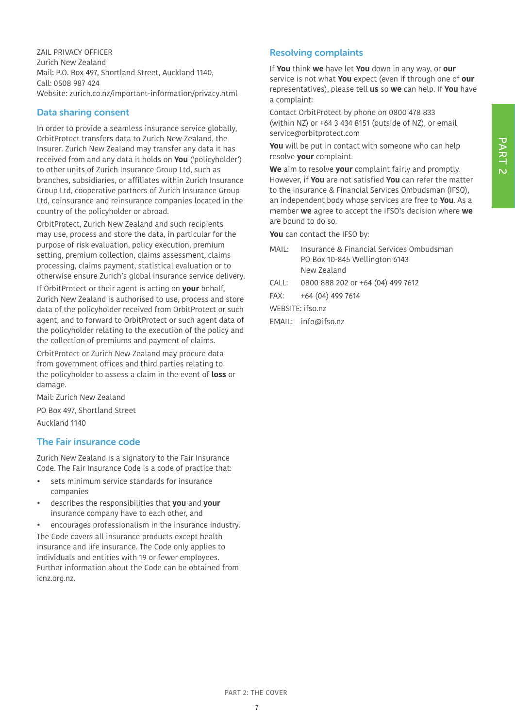ZAIL PRIVACY OFFICER
Zurich New Zealand
Mail: P.O. Box 497, Shortland Street, Auckland 1140,
Call: 0508 987 424
Website: zurich.co.nz/important-information/privacy.html

## Data sharing consent

In order to provide a seamless insurance service globally, OrbitProtect transfers data to Zurich New Zealand, the Insurer. Zurich New Zealand may transfer any data it has received from and any data it holds on **You** ('policyholder') to other units of Zurich Insurance Group Ltd, such as branches, subsidiaries, or affiliates within Zurich Insurance Group Ltd, cooperative partners of Zurich Insurance Group Ltd, coinsurance and reinsurance companies located in the country of the policyholder or abroad.

OrbitProtect, Zurich New Zealand and such recipients may use, process and store the data, in particular for the purpose of risk evaluation, policy execution, premium setting, premium collection, claims assessment, claims processing, claims payment, statistical evaluation or to otherwise ensure Zurich's global insurance service delivery.

If OrbitProtect or their agent is acting on **your** behalf, Zurich New Zealand is authorised to use, process and store data of the policyholder received from OrbitProtect or such agent, and to forward to OrbitProtect or such agent data of the policyholder relating to the execution of the policy and the collection of premiums and payment of claims.

OrbitProtect or Zurich New Zealand may procure data from government offices and third parties relating to the policyholder to assess a claim in the event of **loss** or damage.

Mail: Zurich New Zealand

PO Box 497, Shortland Street

Auckland 1140

## The Fair insurance code

Zurich New Zealand is a signatory to the Fair Insurance Code. The Fair Insurance Code is a code of practice that:

- sets minimum service standards for insurance companies
- describes the responsibilities that **you** and **your** insurance company have to each other, and
- encourages professionalism in the insurance industry.

The Code covers all insurance products except health insurance and life insurance. The Code only applies to individuals and entities with 19 or fewer employees. Further information about the Code can be obtained from icnz.org.nz.

## Resolving complaints

If **You** think **we** have let **You** down in any way, or **our** service is not what **You** expect (even if through one of **our** representatives), please tell **us** so **we** can help. If **You** have a complaint:

Contact OrbitProtect by phone on 0800 478 833 (within NZ) or +64 3 434 8151 (outside of NZ), or email service@orbitprotect.com

**You** will be put in contact with someone who can help resolve **your** complaint.

**We** aim to resolve **your** complaint fairly and promptly. However, if **You** are not satisfied **You** can refer the matter to the Insurance & Financial Services Ombudsman (IFSO), an independent body whose services are free to **You**. As a member **we** agree to accept the IFSO's decision where **we** are bound to do so.

**You** can contact the IFSO by:

MAIL: Insurance & Financial Services Ombudsman
PO Box 10-845 Wellington 6143
New Zealand

CALL: 0800 888 202 or +64 (04) 499 7612

FAX: +64 (04) 499 7614

WEBSITE: ifso.nz

EMAIL: info@ifso.nz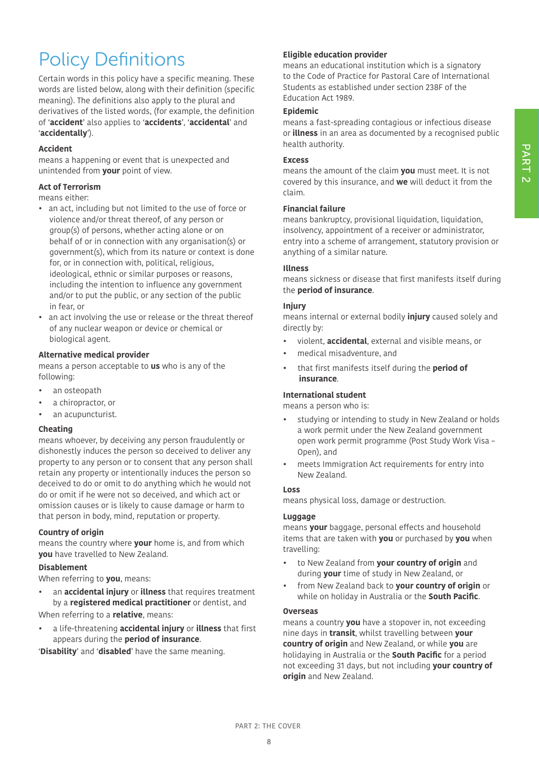# Policy Definitions

Certain words in this policy have a specific meaning. These words are listed below, along with their definition (specific meaning). The definitions also apply to the plural and derivatives of the listed words, (for example, the definition of '**accident**' also applies to '**accidents**', '**accidental**' and '**accidentally**').

### Accident

means a happening or event that is unexpected and unintended from **your** point of view.

### Act of Terrorism

means either:

- an act, including but not limited to the use of force or violence and/or threat thereof, of any person or group(s) of persons, whether acting alone or on behalf of or in connection with any organisation(s) or government(s), which from its nature or context is done for, or in connection with, political, religious, ideological, ethnic or similar purposes or reasons, including the intention to influence any government and/or to put the public, or any section of the public in fear, or
- an act involving the use or release or the threat thereof of any nuclear weapon or device or chemical or biological agent.

### Alternative medical provider

means a person acceptable to **us** who is any of the following:

- an osteopath
- a chiropractor, or
- an acupuncturist.

### Cheating

means whoever, by deceiving any person fraudulently or dishonestly induces the person so deceived to deliver any property to any person or to consent that any person shall retain any property or intentionally induces the person so deceived to do or omit to do anything which he would not do or omit if he were not so deceived, and which act or omission causes or is likely to cause damage or harm to that person in body, mind, reputation or property.

### Country of origin

means the country where **your** home is, and from which **you** have travelled to New Zealand.

### Disablement

When referring to **you**, means:

- an **accidental injury** or **illness** that requires treatment by a **registered medical practitioner** or dentist, and

When referring to a **relative**, means:

- a life-threatening **accidental injury** or **illness** that first appears during the **period of insurance**.

'**Disability**' and '**disabled**' have the same meaning.

### Eligible education provider

means an educational institution which is a signatory to the Code of Practice for Pastoral Care of International Students as established under section 238F of the Education Act 1989.

### Epidemic

means a fast-spreading contagious or infectious disease or **illness** in an area as documented by a recognised public health authority.

### Excess

means the amount of the claim **you** must meet. It is not covered by this insurance, and **we** will deduct it from the claim.

### Financial failure

means bankruptcy, provisional liquidation, liquidation, insolvency, appointment of a receiver or administrator, entry into a scheme of arrangement, statutory provision or anything of a similar nature.

### Illness

means sickness or disease that first manifests itself during the **period of insurance**.

### Injury

means internal or external bodily **injury** caused solely and directly by:

- violent, **accidental**, external and visible means, or
- medical misadventure, and
- that first manifests itself during the **period of insurance**.

### International student

means a person who is:

- studying or intending to study in New Zealand or holds a work permit under the New Zealand government open work permit programme (Post Study Work Visa – Open), and
- meets Immigration Act requirements for entry into New Zealand.

### Loss

means physical loss, damage or destruction.

### Luggage

means **your** baggage, personal effects and household items that are taken with **you** or purchased by **you** when travelling:

- to New Zealand from **your country of origin** and during **your** time of study in New Zealand, or
- from New Zealand back to **your country of origin** or while on holiday in Australia or the **South Pacific**.

### Overseas

means a country **you** have a stopover in, not exceeding nine days in **transit**, whilst travelling between **your country of origin** and New Zealand, or while **you** are holidaying in Australia or the **South Pacific** for a period not exceeding 31 days, but not including **your country of origin** and New Zealand.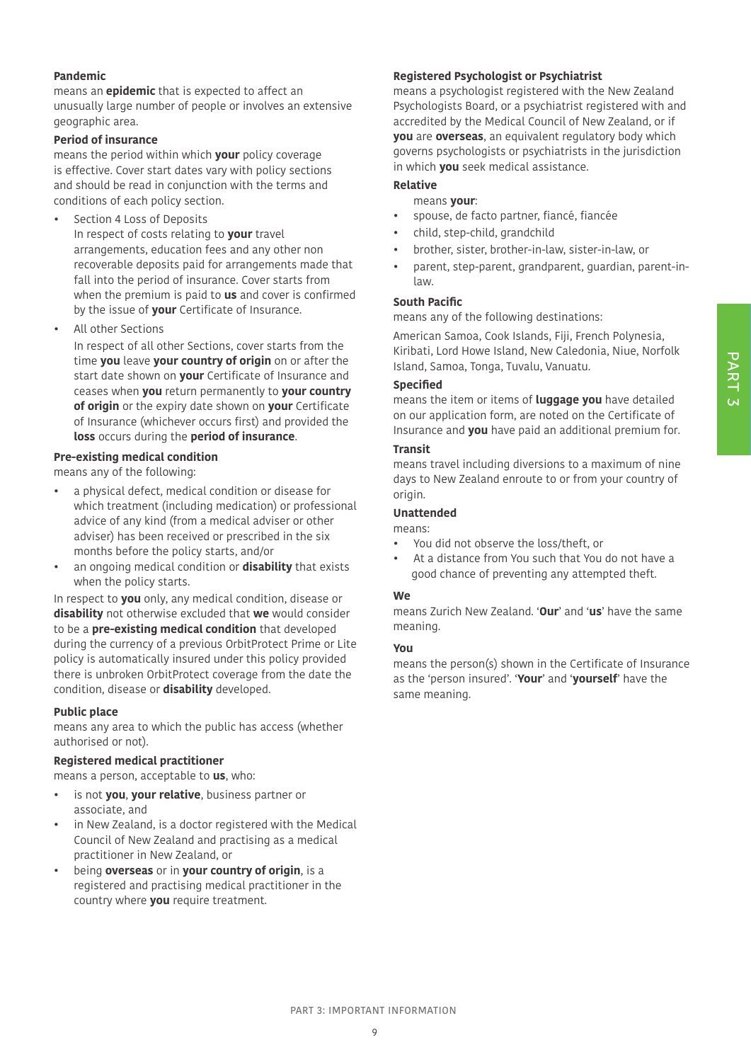**Pandemic**
means an **epidemic** that is expected to affect an unusually large number of people or involves an extensive geographic area.

**Period of insurance**
means the period within which **your** policy coverage is effective. Cover start dates vary with policy sections and should be read in conjunction with the terms and conditions of each policy section.

- Section 4 Loss of Deposits
  In respect of costs relating to **your** travel arrangements, education fees and any other non recoverable deposits paid for arrangements made that fall into the period of insurance. Cover starts from when the premium is paid to **us** and cover is confirmed by the issue of **your** Certificate of Insurance.
- All other Sections
  In respect of all other Sections, cover starts from the time **you** leave **your country of origin** on or after the start date shown on **your** Certificate of Insurance and ceases when **you** return permanently to **your country of origin** or the expiry date shown on **your** Certificate of Insurance (whichever occurs first) and provided the **loss** occurs during the **period of insurance**.

**Pre-existing medical condition**
means any of the following:

- a physical defect, medical condition or disease for which treatment (including medication) or professional advice of any kind (from a medical adviser or other adviser) has been received or prescribed in the six months before the policy starts, and/or
- an ongoing medical condition or **disability** that exists when the policy starts.

In respect to **you** only, any medical condition, disease or **disability** not otherwise excluded that **we** would consider to be a **pre-existing medical condition** that developed during the currency of a previous OrbitProtect Prime or Lite policy is automatically insured under this policy provided there is unbroken OrbitProtect coverage from the date the condition, disease or **disability** developed.

**Public place**
means any area to which the public has access (whether authorised or not).

**Registered medical practitioner**
means a person, acceptable to **us**, who:

- is not **you**, **your relative**, business partner or associate, and
- in New Zealand, is a doctor registered with the Medical Council of New Zealand and practising as a medical practitioner in New Zealand, or
- being **overseas** or in **your country of origin**, is a registered and practising medical practitioner in the country where **you** require treatment.

**Registered Psychologist or Psychiatrist**
means a psychologist registered with the New Zealand Psychologists Board, or a psychiatrist registered with and accredited by the Medical Council of New Zealand, or if **you** are **overseas**, an equivalent regulatory body which governs psychologists or psychiatrists in the jurisdiction in which **you** seek medical assistance.

**Relative**
means **your**:

- spouse, de facto partner, fiancé, fiancée
- child, step-child, grandchild
- brother, sister, brother-in-law, sister-in-law, or
- parent, step-parent, grandparent, guardian, parent-in-law.

**South Pacific**
means any of the following destinations:

American Samoa, Cook Islands, Fiji, French Polynesia, Kiribati, Lord Howe Island, New Caledonia, Niue, Norfolk Island, Samoa, Tonga, Tuvalu, Vanuatu.

**Specified**
means the item or items of **luggage you** have detailed on our application form, are noted on the Certificate of Insurance and **you** have paid an additional premium for.

**Transit**
means travel including diversions to a maximum of nine days to New Zealand enroute to or from your country of origin.

**Unattended**
means:

- You did not observe the loss/theft, or
- At a distance from You such that You do not have a good chance of preventing any attempted theft.

**We**
means Zurich New Zealand. '**Our**' and '**us**' have the same meaning.

**You**
means the person(s) shown in the Certificate of Insurance as the 'person insured'. '**Your**' and '**yourself**' have the same meaning.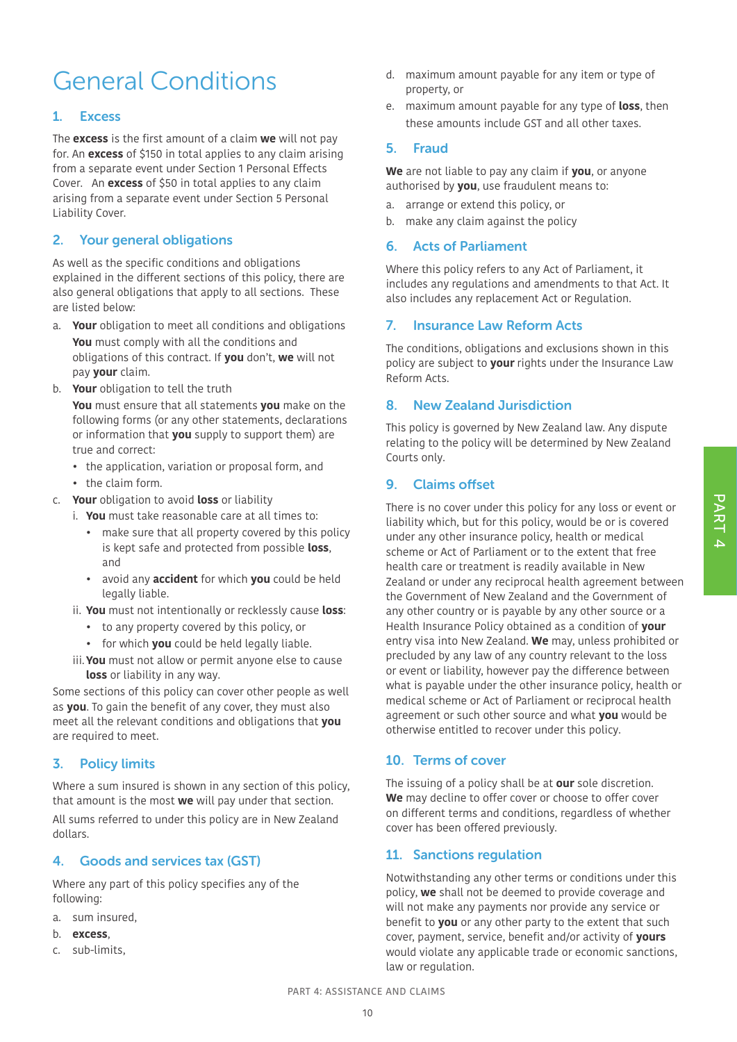# General Conditions

## 1. Excess

The **excess** is the first amount of a claim **we** will not pay for. An **excess** of $150 in total applies to any claim arising from a separate event under Section 1 Personal Effects Cover. An **excess** of $50 in total applies to any claim arising from a separate event under Section 5 Personal Liability Cover.

## 2. Your general obligations

As well as the specific conditions and obligations explained in the different sections of this policy, there are also general obligations that apply to all sections. These are listed below:

a. **Your** obligation to meet all conditions and obligations
   **You** must comply with all the conditions and obligations of this contract. If **you** don't, **we** will not pay **your** claim.

b. **Your** obligation to tell the truth
   **You** must ensure that all statements **you** make on the following forms (or any other statements, declarations or information that **you** supply to support them) are true and correct:
   - the application, variation or proposal form, and
   - the claim form.

c. **Your** obligation to avoid **loss** or liability
   i. **You** must take reasonable care at all times to:
      - make sure that all property covered by this policy is kept safe and protected from possible **loss**, and
      - avoid any **accident** for which **you** could be held legally liable.

   ii. **You** must not intentionally or recklessly cause **loss**:
      - to any property covered by this policy, or
      - for which **you** could be held legally liable.

   iii. **You** must not allow or permit anyone else to cause **loss** or liability in any way.

Some sections of this policy can cover other people as well as **you**. To gain the benefit of any cover, they must also meet all the relevant conditions and obligations that **you** are required to meet.

## 3. Policy limits

Where a sum insured is shown in any section of this policy, that amount is the most **we** will pay under that section.

All sums referred to under this policy are in New Zealand dollars.

## 4. Goods and services tax (GST)

Where any part of this policy specifies any of the following:

a. sum insured,
b. **excess**,
c. sub-limits,
d. maximum amount payable for any item or type of property, or
e. maximum amount payable for any type of **loss**, then these amounts include GST and all other taxes.

## 5. Fraud

**We** are not liable to pay any claim if **you**, or anyone authorised by **you**, use fraudulent means to:

a. arrange or extend this policy, or
b. make any claim against the policy

## 6. Acts of Parliament

Where this policy refers to any Act of Parliament, it includes any regulations and amendments to that Act. It also includes any replacement Act or Regulation.

## 7. Insurance Law Reform Acts

The conditions, obligations and exclusions shown in this policy are subject to **your** rights under the Insurance Law Reform Acts.

## 8. New Zealand Jurisdiction

This policy is governed by New Zealand law. Any dispute relating to the policy will be determined by New Zealand Courts only.

## 9. Claims offset

There is no cover under this policy for any loss or event or liability which, but for this policy, would be or is covered under any other insurance policy, health or medical scheme or Act of Parliament or to the extent that free health care or treatment is readily available in New Zealand or under any reciprocal health agreement between the Government of New Zealand and the Government of any other country or is payable by any other source or a Health Insurance Policy obtained as a condition of **your** entry visa into New Zealand. **We** may, unless prohibited or precluded by any law of any country relevant to the loss or event or liability, however pay the difference between what is payable under the other insurance policy, health or medical scheme or Act of Parliament or reciprocal health agreement or such other source and what **you** would be otherwise entitled to recover under this policy.

## 10. Terms of cover

The issuing of a policy shall be at **our** sole discretion. **We** may decline to offer cover or choose to offer cover on different terms and conditions, regardless of whether cover has been offered previously.

## 11. Sanctions regulation

Notwithstanding any other terms or conditions under this policy, **we** shall not be deemed to provide coverage and will not make any payments nor provide any service or benefit to **you** or any other party to the extent that such cover, payment, service, benefit and/or activity of **yours** would violate any applicable trade or economic sanctions, law or regulation.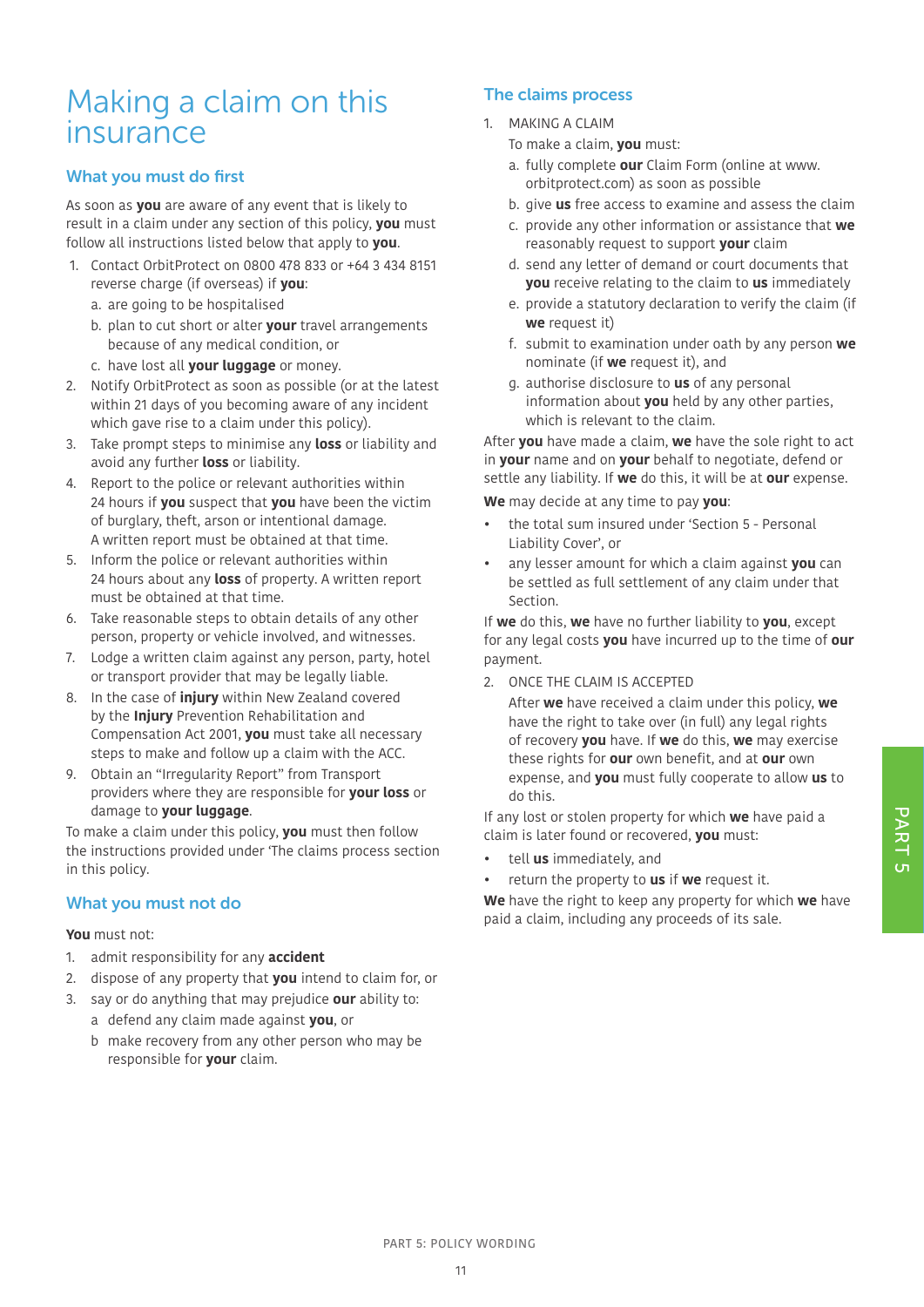# Making a claim on this insurance

## What you must do first

As soon as **you** are aware of any event that is likely to result in a claim under any section of this policy, **you** must follow all instructions listed below that apply to **you**.

1. Contact OrbitProtect on 0800 478 833 or +64 3 434 8151 reverse charge (if overseas) if **you**:
   a. are going to be hospitalised
   b. plan to cut short or alter **your** travel arrangements because of any medical condition, or
   c. have lost all **your luggage** or money.
2. Notify OrbitProtect as soon as possible (or at the latest within 21 days of you becoming aware of any incident which gave rise to a claim under this policy).
3. Take prompt steps to minimise any **loss** or liability and avoid any further **loss** or liability.
4. Report to the police or relevant authorities within 24 hours if **you** suspect that **you** have been the victim of burglary, theft, arson or intentional damage. A written report must be obtained at that time.
5. Inform the police or relevant authorities within 24 hours about any **loss** of property. A written report must be obtained at that time.
6. Take reasonable steps to obtain details of any other person, property or vehicle involved, and witnesses.
7. Lodge a written claim against any person, party, hotel or transport provider that may be legally liable.
8. In the case of **injury** within New Zealand covered by the **Injury** Prevention Rehabilitation and Compensation Act 2001, **you** must take all necessary steps to make and follow up a claim with the ACC.
9. Obtain an "Irregularity Report" from Transport providers where they are responsible for **your loss** or damage to **your luggage**.

To make a claim under this policy, **you** must then follow the instructions provided under 'The claims process section in this policy.

## What you must not do

**You** must not:

1. admit responsibility for any **accident**
2. dispose of any property that **you** intend to claim for, or
3. say or do anything that may prejudice **our** ability to:
   a defend any claim made against **you**, or
   b make recovery from any other person who may be responsible for **your** claim.

## The claims process

1. MAKING A CLAIM

   To make a claim, **you** must:

   a. fully complete **our** Claim Form (online at www.orbitprotect.com) as soon as possible
   b. give **us** free access to examine and assess the claim
   c. provide any other information or assistance that **we** reasonably request to support **your** claim
   d. send any letter of demand or court documents that **you** receive relating to the claim to **us** immediately
   e. provide a statutory declaration to verify the claim (if **we** request it)
   f. submit to examination under oath by any person **we** nominate (if **we** request it), and
   g. authorise disclosure to **us** of any personal information about **you** held by any other parties, which is relevant to the claim.

After **you** have made a claim, **we** have the sole right to act in **your** name and on **your** behalf to negotiate, defend or settle any liability. If **we** do this, it will be at **our** expense.

**We** may decide at any time to pay **you**:

- the total sum insured under 'Section 5 - Personal Liability Cover', or
- any lesser amount for which a claim against **you** can be settled as full settlement of any claim under that Section.

If **we** do this, **we** have no further liability to **you**, except for any legal costs **you** have incurred up to the time of **our** payment.

2. ONCE THE CLAIM IS ACCEPTED

   After **we** have received a claim under this policy, **we** have the right to take over (in full) any legal rights of recovery **you** have. If **we** do this, **we** may exercise these rights for **our** own benefit, and at **our** own expense, and **you** must fully cooperate to allow **us** to do this.

If any lost or stolen property for which **we** have paid a claim is later found or recovered, **you** must:

- tell **us** immediately, and
- return the property to **us** if **we** request it.

**We** have the right to keep any property for which **we** have paid a claim, including any proceeds of its sale.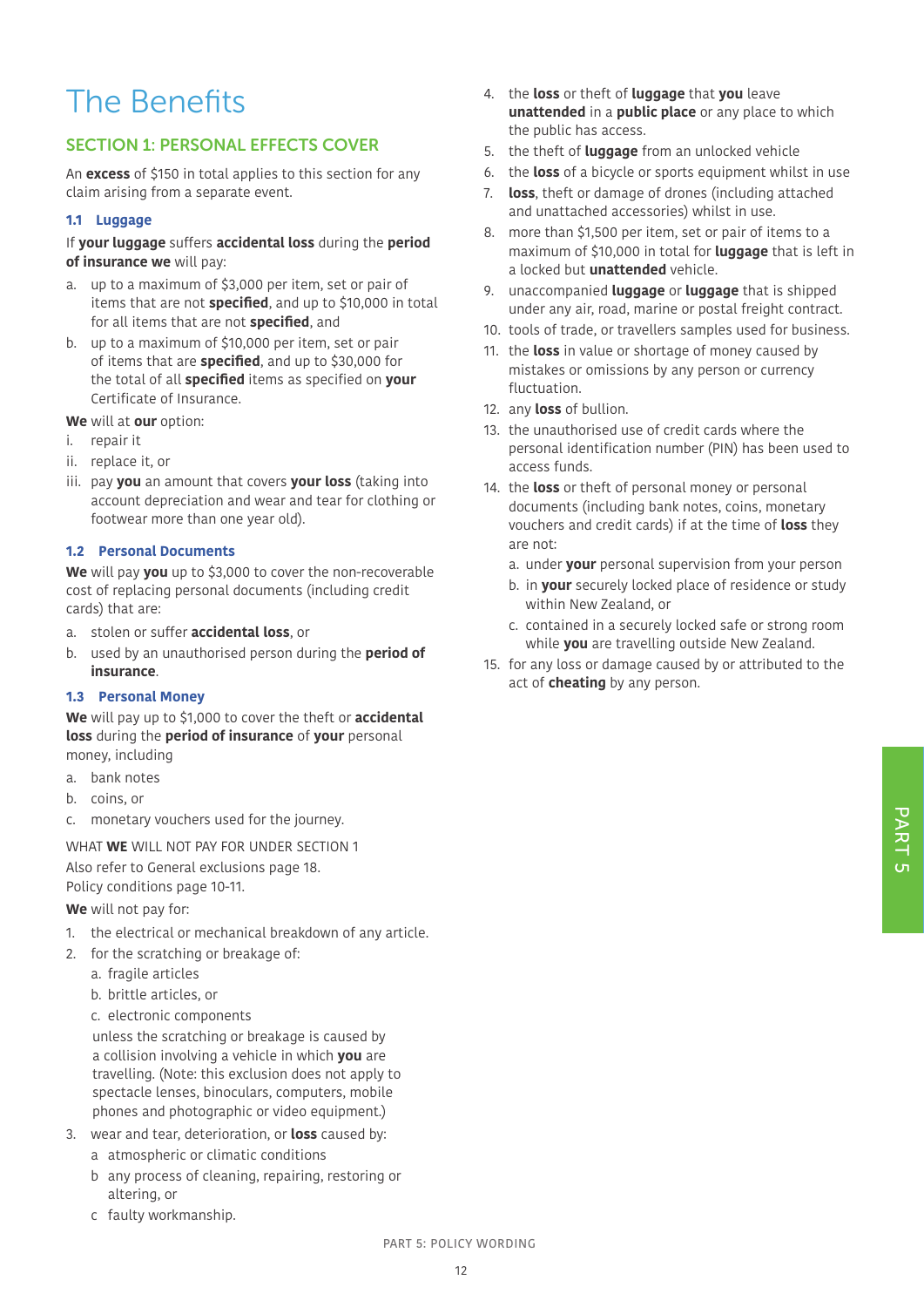# The Benefits

## SECTION 1: PERSONAL EFFECTS COVER

An **excess** of $150 in total applies to this section for any claim arising from a separate event.

### 1.1 Luggage

If **your luggage** suffers **accidental loss** during the **period of insurance we** will pay:

a. up to a maximum of $3,000 per item, set or pair of items that are not **specified**, and up to $10,000 in total for all items that are not **specified**, and
b. up to a maximum of $10,000 per item, set or pair of items that are **specified**, and up to $30,000 for the total of all **specified** items as specified on **your** Certificate of Insurance.

**We** will at **our** option:

i. repair it
ii. replace it, or
iii. pay **you** an amount that covers **your loss** (taking into account depreciation and wear and tear for clothing or footwear more than one year old).

### 1.2 Personal Documents

**We** will pay **you** up to $3,000 to cover the non-recoverable cost of replacing personal documents (including credit cards) that are:

a. stolen or suffer **accidental loss**, or
b. used by an unauthorised person during the **period of insurance**.

### 1.3 Personal Money

**We** will pay up to $1,000 to cover the theft or **accidental loss** during the **period of insurance** of **your** personal money, including

a. bank notes
b. coins, or
c. monetary vouchers used for the journey.

WHAT **WE** WILL NOT PAY FOR UNDER SECTION 1
Also refer to General exclusions page 18.
Policy conditions page 10-11.

**We** will not pay for:

1. the electrical or mechanical breakdown of any article.
2. for the scratching or breakage of:
   a. fragile articles
   b. brittle articles, or
   c. electronic components

   unless the scratching or breakage is caused by a collision involving a vehicle in which **you** are travelling. (Note: this exclusion does not apply to spectacle lenses, binoculars, computers, mobile phones and photographic or video equipment.)
3. wear and tear, deterioration, or **loss** caused by:
   a atmospheric or climatic conditions
   b any process of cleaning, repairing, restoring or altering, or
   c faulty workmanship.
4. the **loss** or theft of **luggage** that **you** leave **unattended** in a **public place** or any place to which the public has access.
5. the theft of **luggage** from an unlocked vehicle
6. the **loss** of a bicycle or sports equipment whilst in use
7. **loss**, theft or damage of drones (including attached and unattached accessories) whilst in use.
8. more than $1,500 per item, set or pair of items to a maximum of $10,000 in total for **luggage** that is left in a locked but **unattended** vehicle.
9. unaccompanied **luggage** or **luggage** that is shipped under any air, road, marine or postal freight contract.
10. tools of trade, or travellers samples used for business.
11. the **loss** in value or shortage of money caused by mistakes or omissions by any person or currency fluctuation.
12. any **loss** of bullion.
13. the unauthorised use of credit cards where the personal identification number (PIN) has been used to access funds.
14. the **loss** or theft of personal money or personal documents (including bank notes, coins, monetary vouchers and credit cards) if at the time of **loss** they are not:
    a. under **your** personal supervision from your person
    b. in **your** securely locked place of residence or study within New Zealand, or
    c. contained in a securely locked safe or strong room while **you** are travelling outside New Zealand.
15. for any loss or damage caused by or attributed to the act of **cheating** by any person.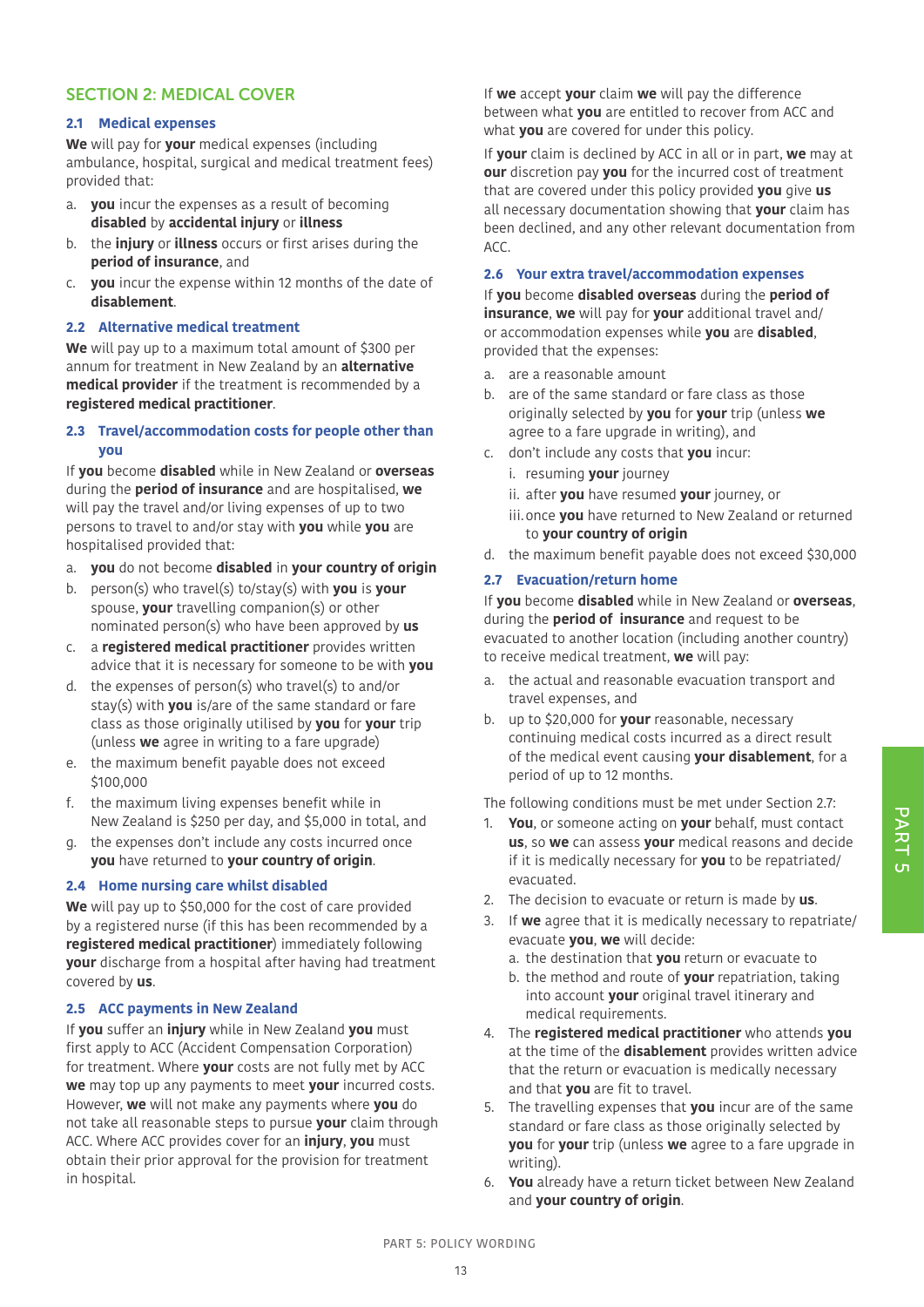## SECTION 2: MEDICAL COVER

### 2.1 Medical expenses

**We** will pay for **your** medical expenses (including ambulance, hospital, surgical and medical treatment fees) provided that:

a. **you** incur the expenses as a result of becoming **disabled** by **accidental injury** or **illness**
b. the **injury** or **illness** occurs or first arises during the **period of insurance**, and
c. **you** incur the expense within 12 months of the date of **disablement**.

### 2.2 Alternative medical treatment

**We** will pay up to a maximum total amount of $300 per annum for treatment in New Zealand by an **alternative medical provider** if the treatment is recommended by a **registered medical practitioner**.

### 2.3 Travel/accommodation costs for people other than you

If **you** become **disabled** while in New Zealand or **overseas** during the **period of insurance** and are hospitalised, **we** will pay the travel and/or living expenses of up to two persons to travel to and/or stay with **you** while **you** are hospitalised provided that:

a. **you** do not become **disabled** in **your country of origin**
b. person(s) who travel(s) to/stay(s) with **you** is **your** spouse, **your** travelling companion(s) or other nominated person(s) who have been approved by **us**
c. a **registered medical practitioner** provides written advice that it is necessary for someone to be with **you**
d. the expenses of person(s) who travel(s) to and/or stay(s) with **you** is/are of the same standard or fare class as those originally utilised by **you** for **your** trip (unless **we** agree in writing to a fare upgrade)
e. the maximum benefit payable does not exceed $100,000
f. the maximum living expenses benefit while in New Zealand is $250 per day, and $5,000 in total, and
g. the expenses don't include any costs incurred once **you** have returned to **your country of origin**.

### 2.4 Home nursing care whilst disabled

**We** will pay up to $50,000 for the cost of care provided by a registered nurse (if this has been recommended by a **registered medical practitioner**) immediately following **your** discharge from a hospital after having had treatment covered by **us**.

### 2.5 ACC payments in New Zealand

If **you** suffer an **injury** while in New Zealand **you** must first apply to ACC (Accident Compensation Corporation) for treatment. Where **your** costs are not fully met by ACC **we** may top up any payments to meet **your** incurred costs. However, **we** will not make any payments where **you** do not take all reasonable steps to pursue **your** claim through ACC. Where ACC provides cover for an **injury**, **you** must obtain their prior approval for the provision for treatment in hospital.

If **we** accept **your** claim **we** will pay the difference between what **you** are entitled to recover from ACC and what **you** are covered for under this policy.

If **your** claim is declined by ACC in all or in part, **we** may at **our** discretion pay **you** for the incurred cost of treatment that are covered under this policy provided **you** give **us** all necessary documentation showing that **your** claim has been declined, and any other relevant documentation from ACC.

### 2.6 Your extra travel/accommodation expenses

If **you** become **disabled overseas** during the **period of insurance**, **we** will pay for **your** additional travel and/or accommodation expenses while **you** are **disabled**, provided that the expenses:

a. are a reasonable amount
b. are of the same standard or fare class as those originally selected by **you** for **your** trip (unless **we** agree to a fare upgrade in writing), and
c. don't include any costs that **you** incur:
   i. resuming **your** journey
   ii. after **you** have resumed **your** journey, or
   iii. once **you** have returned to New Zealand or returned to **your country of origin**
d. the maximum benefit payable does not exceed $30,000

### 2.7 Evacuation/return home

If **you** become **disabled** while in New Zealand or **overseas**, during the **period of insurance** and request to be evacuated to another location (including another country) to receive medical treatment, **we** will pay:

a. the actual and reasonable evacuation transport and travel expenses, and
b. up to $20,000 for **your** reasonable, necessary continuing medical costs incurred as a direct result of the medical event causing **your disablement**, for a period of up to 12 months.

The following conditions must be met under Section 2.7:

1. **You**, or someone acting on **your** behalf, must contact **us**, so **we** can assess **your** medical reasons and decide if it is medically necessary for **you** to be repatriated/evacuated.
2. The decision to evacuate or return is made by **us**.
3. If **we** agree that it is medically necessary to repatriate/evacuate **you**, **we** will decide:
   a. the destination that **you** return or evacuate to
   b. the method and route of **your** repatriation, taking into account **your** original travel itinerary and medical requirements.
4. The **registered medical practitioner** who attends **you** at the time of the **disablement** provides written advice that the return or evacuation is medically necessary and that **you** are fit to travel.
5. The travelling expenses that **you** incur are of the same standard or fare class as those originally selected by **you** for **your** trip (unless **we** agree to a fare upgrade in writing).
6. **You** already have a return ticket between New Zealand and **your country of origin**.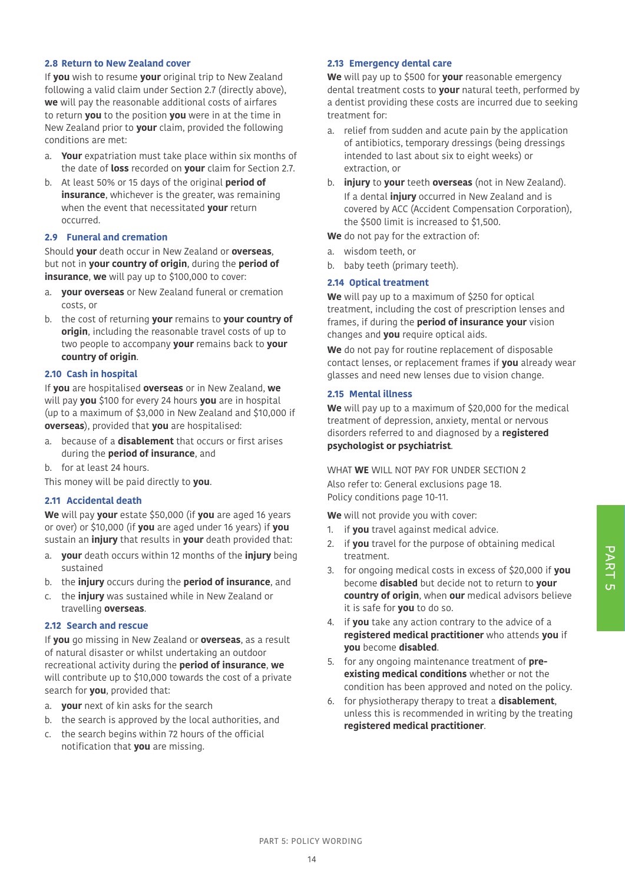### 2.8 Return to New Zealand cover

If **you** wish to resume **your** original trip to New Zealand following a valid claim under Section 2.7 (directly above), **we** will pay the reasonable additional costs of airfares to return **you** to the position **you** were in at the time in New Zealand prior to **your** claim, provided the following conditions are met:

a. **Your** expatriation must take place within six months of the date of **loss** recorded on **your** claim for Section 2.7.
b. At least 50% or 15 days of the original **period of insurance**, whichever is the greater, was remaining when the event that necessitated **your** return occurred.

### 2.9 Funeral and cremation

Should **your** death occur in New Zealand or **overseas**, but not in **your country of origin**, during the **period of insurance**, **we** will pay up to $100,000 to cover:

a. **your overseas** or New Zealand funeral or cremation costs, or
b. the cost of returning **your** remains to **your country of origin**, including the reasonable travel costs of up to two people to accompany **your** remains back to **your country of origin**.

### 2.10 Cash in hospital

If **you** are hospitalised **overseas** or in New Zealand, **we** will pay **you** $100 for every 24 hours **you** are in hospital (up to a maximum of $3,000 in New Zealand and $10,000 if **overseas**), provided that **you** are hospitalised:

a. because of a **disablement** that occurs or first arises during the **period of insurance**, and
b. for at least 24 hours.

This money will be paid directly to **you**.

### 2.11 Accidental death

**We** will pay **your** estate $50,000 (if **you** are aged 16 years or over) or $10,000 (if **you** are aged under 16 years) if **you** sustain an **injury** that results in **your** death provided that:

a. **your** death occurs within 12 months of the **injury** being sustained
b. the **injury** occurs during the **period of insurance**, and
c. the **injury** was sustained while in New Zealand or travelling **overseas**.

### 2.12 Search and rescue

If **you** go missing in New Zealand or **overseas**, as a result of natural disaster or whilst undertaking an outdoor recreational activity during the **period of insurance**, **we** will contribute up to $10,000 towards the cost of a private search for **you**, provided that:

a. **your** next of kin asks for the search
b. the search is approved by the local authorities, and
c. the search begins within 72 hours of the official notification that **you** are missing.

### 2.13 Emergency dental care

**We** will pay up to $500 for **your** reasonable emergency dental treatment costs to **your** natural teeth, performed by a dentist providing these costs are incurred due to seeking treatment for:

a. relief from sudden and acute pain by the application of antibiotics, temporary dressings (being dressings intended to last about six to eight weeks) or extraction, or
b. **injury** to **your** teeth **overseas** (not in New Zealand). If a dental **injury** occurred in New Zealand and is covered by ACC (Accident Compensation Corporation), the $500 limit is increased to $1,500.

**We** do not pay for the extraction of:

a. wisdom teeth, or
b. baby teeth (primary teeth).

### 2.14 Optical treatment

**We** will pay up to a maximum of $250 for optical treatment, including the cost of prescription lenses and frames, if during the **period of insurance your** vision changes and **you** require optical aids.

**We** do not pay for routine replacement of disposable contact lenses, or replacement frames if **you** already wear glasses and need new lenses due to vision change.

### 2.15 Mental illness

**We** will pay up to a maximum of $20,000 for the medical treatment of depression, anxiety, mental or nervous disorders referred to and diagnosed by a **registered psychologist or psychiatrist**.

WHAT **WE** WILL NOT PAY FOR UNDER SECTION 2
Also refer to: General exclusions page 18.
Policy conditions page 10-11.

**We** will not provide you with cover:

1. if **you** travel against medical advice.
2. if **you** travel for the purpose of obtaining medical treatment.
3. for ongoing medical costs in excess of $20,000 if **you** become **disabled** but decide not to return to **your country of origin**, when **our** medical advisors believe it is safe for **you** to do so.
4. if **you** take any action contrary to the advice of a **registered medical practitioner** who attends **you** if **you** become **disabled**.
5. for any ongoing maintenance treatment of **pre-existing medical conditions** whether or not the condition has been approved and noted on the policy.
6. for physiotherapy therapy to treat a **disablement**, unless this is recommended in writing by the treating **registered medical practitioner**.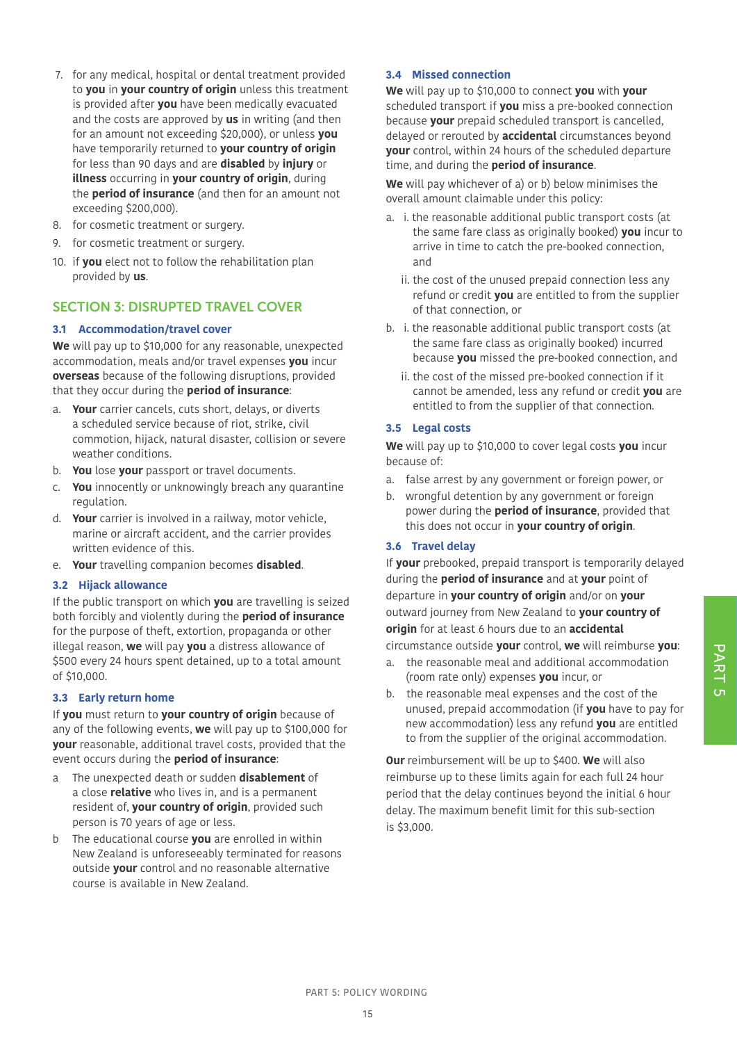7. for any medical, hospital or dental treatment provided to **you** in **your country of origin** unless this treatment is provided after **you** have been medically evacuated and the costs are approved by **us** in writing (and then for an amount not exceeding $20,000), or unless **you** have temporarily returned to **your country of origin** for less than 90 days and are **disabled** by **injury** or **illness** occurring in **your country of origin**, during the **period of insurance** (and then for an amount not exceeding $200,000).
8. for cosmetic treatment or surgery.
9. for cosmetic treatment or surgery.
10. if **you** elect not to follow the rehabilitation plan provided by **us**.

## SECTION 3: DISRUPTED TRAVEL COVER

### 3.1 Accommodation/travel cover

**We** will pay up to $10,000 for any reasonable, unexpected accommodation, meals and/or travel expenses **you** incur **overseas** because of the following disruptions, provided that they occur during the **period of insurance**:

a. **Your** carrier cancels, cuts short, delays, or diverts a scheduled service because of riot, strike, civil commotion, hijack, natural disaster, collision or severe weather conditions.
b. **You** lose **your** passport or travel documents.
c. **You** innocently or unknowingly breach any quarantine regulation.
d. **Your** carrier is involved in a railway, motor vehicle, marine or aircraft accident, and the carrier provides written evidence of this.
e. **Your** travelling companion becomes **disabled**.

### 3.2 Hijack allowance

If the public transport on which **you** are travelling is seized both forcibly and violently during the **period of insurance** for the purpose of theft, extortion, propaganda or other illegal reason, **we** will pay **you** a distress allowance of $500 every 24 hours spent detained, up to a total amount of $10,000.

### 3.3 Early return home

If **you** must return to **your country of origin** because of any of the following events, **we** will pay up to $100,000 for **your** reasonable, additional travel costs, provided that the event occurs during the **period of insurance**:

a The unexpected death or sudden **disablement** of a close **relative** who lives in, and is a permanent resident of, **your country of origin**, provided such person is 70 years of age or less.

b The educational course **you** are enrolled in within New Zealand is unforeseeably terminated for reasons outside **your** control and no reasonable alternative course is available in New Zealand.

### 3.4 Missed connection

**We** will pay up to $10,000 to connect **you** with **your** scheduled transport if **you** miss a pre-booked connection because **your** prepaid scheduled transport is cancelled, delayed or rerouted by **accidental** circumstances beyond **your** control, within 24 hours of the scheduled departure time, and during the **period of insurance**.

**We** will pay whichever of a) or b) below minimises the overall amount claimable under this policy:

a. i. the reasonable additional public transport costs (at the same fare class as originally booked) **you** incur to arrive in time to catch the pre-booked connection, and

   ii. the cost of the unused prepaid connection less any refund or credit **you** are entitled to from the supplier of that connection, or

b. i. the reasonable additional public transport costs (at the same fare class as originally booked) incurred because **you** missed the pre-booked connection, and

   ii. the cost of the missed pre-booked connection if it cannot be amended, less any refund or credit **you** are entitled to from the supplier of that connection.

### 3.5 Legal costs

**We** will pay up to $10,000 to cover legal costs **you** incur because of:

a. false arrest by any government or foreign power, or
b. wrongful detention by any government or foreign power during the **period of insurance**, provided that this does not occur in **your country of origin**.

### 3.6 Travel delay

If **your** prebooked, prepaid transport is temporarily delayed during the **period of insurance** and at **your** point of departure in **your country of origin** and/or on **your** outward journey from New Zealand to **your country of origin** for at least 6 hours due to an **accidental** circumstance outside **your** control, **we** will reimburse **you**:

a. the reasonable meal and additional accommodation (room rate only) expenses **you** incur, or
b. the reasonable meal expenses and the cost of the unused, prepaid accommodation (if **you** have to pay for new accommodation) less any refund **you** are entitled to from the supplier of the original accommodation.

**Our** reimbursement will be up to $400. **We** will also reimburse up to these limits again for each full 24 hour period that the delay continues beyond the initial 6 hour delay. The maximum benefit limit for this sub-section is $3,000.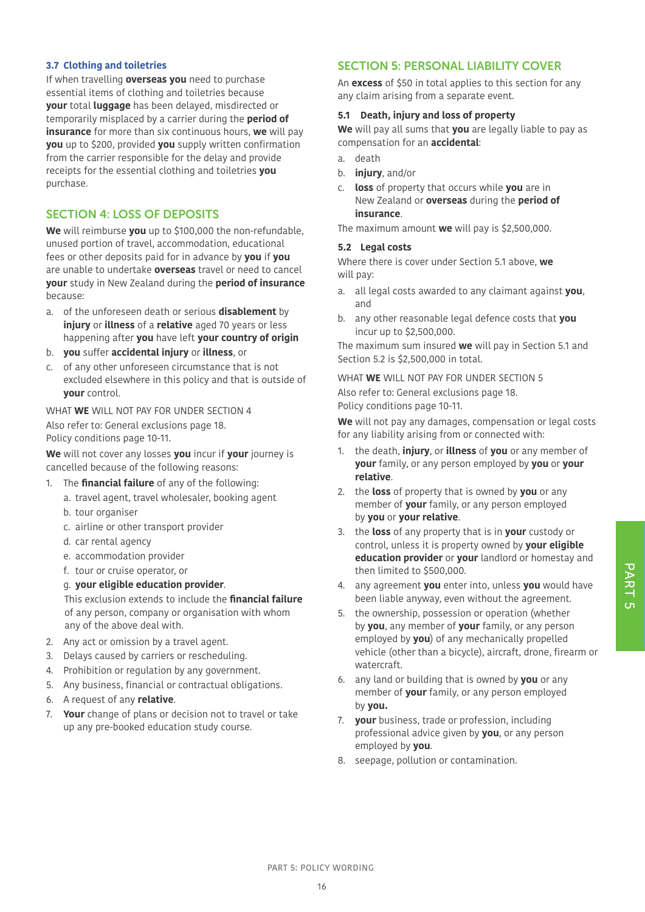### 3.7 Clothing and toiletries

If when travelling **overseas you** need to purchase essential items of clothing and toiletries because **your** total **luggage** has been delayed, misdirected or temporarily misplaced by a carrier during the **period of insurance** for more than six continuous hours, **we** will pay **you** up to $200, provided **you** supply written confirmation from the carrier responsible for the delay and provide receipts for the essential clothing and toiletries **you** purchase.

## SECTION 4: LOSS OF DEPOSITS

**We** will reimburse **you** up to $100,000 the non-refundable, unused portion of travel, accommodation, educational fees or other deposits paid for in advance by **you** if **you** are unable to undertake **overseas** travel or need to cancel **your** study in New Zealand during the **period of insurance** because:

a. of the unforeseen death or serious **disablement** by **injury** or **illness** of a **relative** aged 70 years or less happening after **you** have left **your country of origin**
b. **you** suffer **accidental injury** or **illness**, or
c. of any other unforeseen circumstance that is not excluded elsewhere in this policy and that is outside of **your** control.

WHAT **WE** WILL NOT PAY FOR UNDER SECTION 4

Also refer to: General exclusions page 18.
Policy conditions page 10-11.

**We** will not cover any losses **you** incur if **your** journey is cancelled because of the following reasons:

1. The **financial failure** of any of the following:
   a. travel agent, travel wholesaler, booking agent
   b. tour organiser
   c. airline or other transport provider
   d. car rental agency
   e. accommodation provider
   f. tour or cruise operator, or
   g. **your eligible education provider**.

   This exclusion extends to include the **financial failure** of any person, company or organisation with whom any of the above deal with.
2. Any act or omission by a travel agent.
3. Delays caused by carriers or rescheduling.
4. Prohibition or regulation by any government.
5. Any business, financial or contractual obligations.
6. A request of any **relative**.
7. **Your** change of plans or decision not to travel or take up any pre-booked education study course.

## SECTION 5: PERSONAL LIABILITY COVER

An **excess** of $50 in total applies to this section for any any claim arising from a separate event.

### 5.1 Death, injury and loss of property

**We** will pay all sums that **you** are legally liable to pay as compensation for an **accidental**:

a. death
b. **injury**, and/or
c. **loss** of property that occurs while **you** are in New Zealand or **overseas** during the **period of insurance**.

The maximum amount **we** will pay is $2,500,000.

### 5.2 Legal costs

Where there is cover under Section 5.1 above, **we** will pay:

a. all legal costs awarded to any claimant against **you**, and
b. any other reasonable legal defence costs that **you** incur up to $2,500,000.

The maximum sum insured **we** will pay in Section 5.1 and Section 5.2 is $2,500,000 in total.

WHAT **WE** WILL NOT PAY FOR UNDER SECTION 5

Also refer to: General exclusions page 18.
Policy conditions page 10-11.

**We** will not pay any damages, compensation or legal costs for any liability arising from or connected with:

1. the death, **injury**, or **illness** of **you** or any member of **your** family, or any person employed by **you** or **your relative**.
2. the **loss** of property that is owned by **you** or any member of **your** family, or any person employed by **you** or **your relative**.
3. the **loss** of any property that is in **your** custody or control, unless it is property owned by **your eligible education provider** or **your** landlord or homestay and then limited to $500,000.
4. any agreement **you** enter into, unless **you** would have been liable anyway, even without the agreement.
5. the ownership, possession or operation (whether by **you**, any member of **your** family, or any person employed by **you**) of any mechanically propelled vehicle (other than a bicycle), aircraft, drone, firearm or watercraft.
6. any land or building that is owned by **you** or any member of **your** family, or any person employed by **you.**
7. **your** business, trade or profession, including professional advice given by **you**, or any person employed by **you**.
8. seepage, pollution or contamination.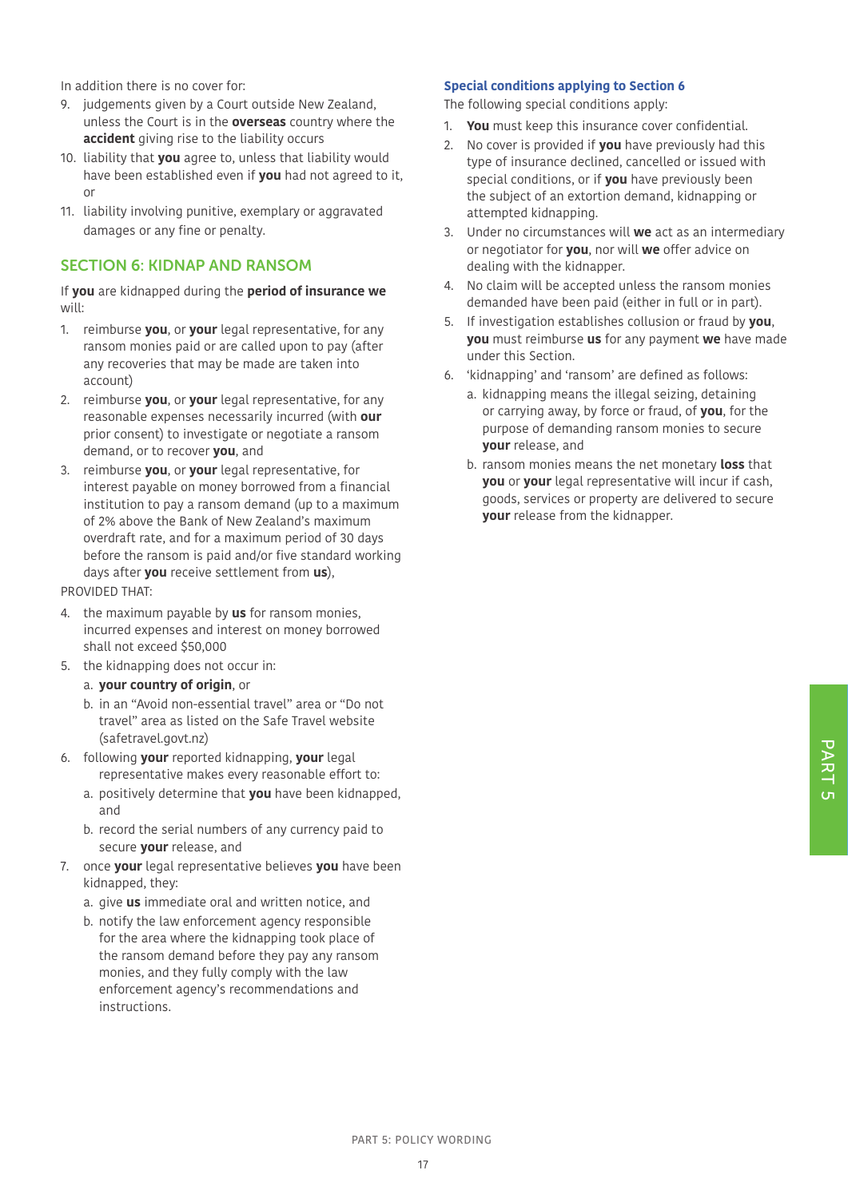In addition there is no cover for:

9. judgements given by a Court outside New Zealand, unless the Court is in the **overseas** country where the **accident** giving rise to the liability occurs
10. liability that **you** agree to, unless that liability would have been established even if **you** had not agreed to it, or
11. liability involving punitive, exemplary or aggravated damages or any fine or penalty.

## SECTION 6: KIDNAP AND RANSOM

If **you** are kidnapped during the **period of insurance we** will:

1. reimburse **you**, or **your** legal representative, for any ransom monies paid or are called upon to pay (after any recoveries that may be made are taken into account)
2. reimburse **you**, or **your** legal representative, for any reasonable expenses necessarily incurred (with **our** prior consent) to investigate or negotiate a ransom demand, or to recover **you**, and
3. reimburse **you**, or **your** legal representative, for interest payable on money borrowed from a financial institution to pay a ransom demand (up to a maximum of 2% above the Bank of New Zealand's maximum overdraft rate, and for a maximum period of 30 days before the ransom is paid and/or five standard working days after **you** receive settlement from **us**),

PROVIDED THAT:

4. the maximum payable by **us** for ransom monies, incurred expenses and interest on money borrowed shall not exceed $50,000
5. the kidnapping does not occur in:
   a. **your country of origin**, or
   b. in an "Avoid non-essential travel" area or "Do not travel" area as listed on the Safe Travel website (safetravel.govt.nz)
6. following **your** reported kidnapping, **your** legal representative makes every reasonable effort to:
   a. positively determine that **you** have been kidnapped, and
   b. record the serial numbers of any currency paid to secure **your** release, and
7. once **your** legal representative believes **you** have been kidnapped, they:
   a. give **us** immediate oral and written notice, and
   b. notify the law enforcement agency responsible for the area where the kidnapping took place of the ransom demand before they pay any ransom monies, and they fully comply with the law enforcement agency's recommendations and instructions.

### Special conditions applying to Section 6

The following special conditions apply:

1. **You** must keep this insurance cover confidential.
2. No cover is provided if **you** have previously had this type of insurance declined, cancelled or issued with special conditions, or if **you** have previously been the subject of an extortion demand, kidnapping or attempted kidnapping.
3. Under no circumstances will **we** act as an intermediary or negotiator for **you**, nor will **we** offer advice on dealing with the kidnapper.
4. No claim will be accepted unless the ransom monies demanded have been paid (either in full or in part).
5. If investigation establishes collusion or fraud by **you**, **you** must reimburse **us** for any payment **we** have made under this Section.
6. 'kidnapping' and 'ransom' are defined as follows:
   a. kidnapping means the illegal seizing, detaining or carrying away, by force or fraud, of **you**, for the purpose of demanding ransom monies to secure **your** release, and
   b. ransom monies means the net monetary **loss** that **you** or **your** legal representative will incur if cash, goods, services or property are delivered to secure **your** release from the kidnapper.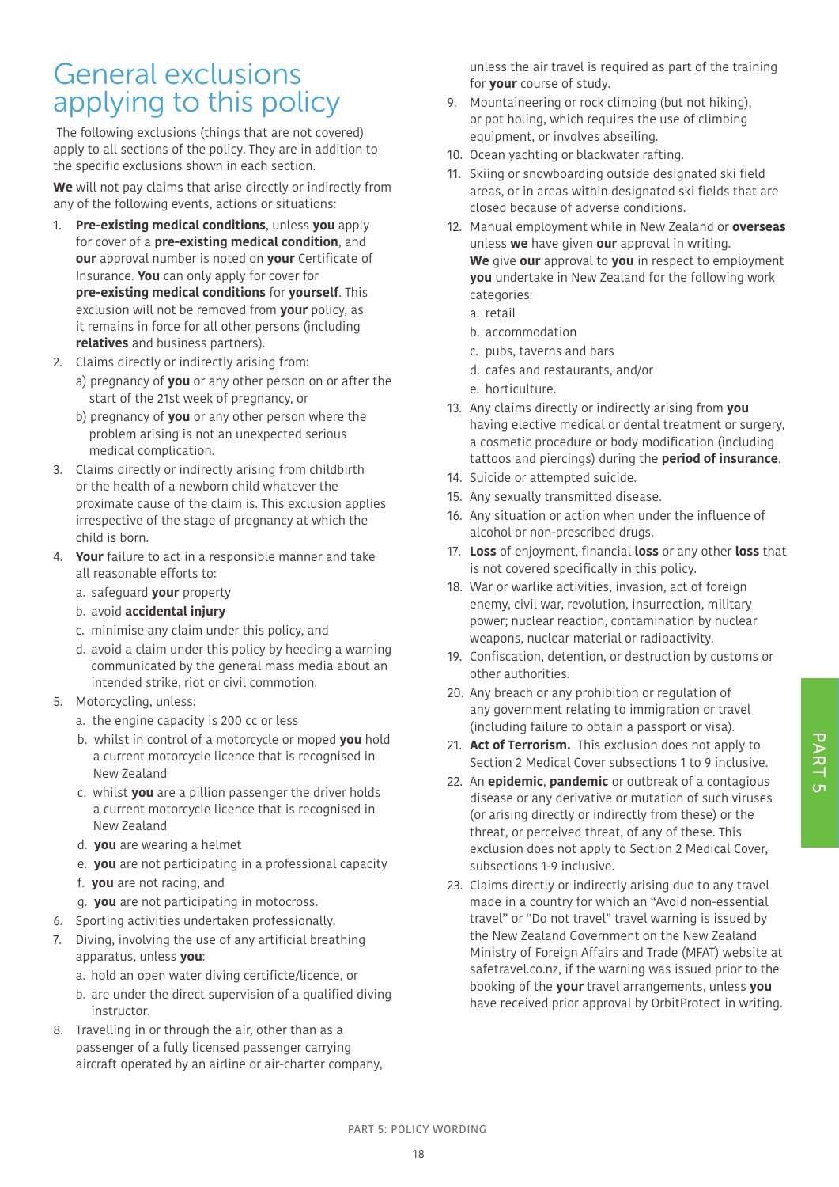# General exclusions applying to this policy

The following exclusions (things that are not covered) apply to all sections of the policy. They are in addition to the specific exclusions shown in each section.

**We** will not pay claims that arise directly or indirectly from any of the following events, actions or situations:

1. **Pre-existing medical conditions**, unless **you** apply for cover of a **pre-existing medical condition**, and **our** approval number is noted on **your** Certificate of Insurance. **You** can only apply for cover for **pre-existing medical conditions** for **yourself**. This exclusion will not be removed from **your** policy, as it remains in force for all other persons (including **relatives** and business partners).
2. Claims directly or indirectly arising from:
   a) pregnancy of **you** or any other person on or after the start of the 21st week of pregnancy, or
   b) pregnancy of **you** or any other person where the problem arising is not an unexpected serious medical complication.
3. Claims directly or indirectly arising from childbirth or the health of a newborn child whatever the proximate cause of the claim is. This exclusion applies irrespective of the stage of pregnancy at which the child is born.
4. **Your** failure to act in a responsible manner and take all reasonable efforts to:
   a. safeguard **your** property
   b. avoid **accidental injury**
   c. minimise any claim under this policy, and
   d. avoid a claim under this policy by heeding a warning communicated by the general mass media about an intended strike, riot or civil commotion.
5. Motorcycling, unless:
   a. the engine capacity is 200 cc or less
   b. whilst in control of a motorcycle or moped **you** hold a current motorcycle licence that is recognised in New Zealand
   c. whilst **you** are a pillion passenger the driver holds a current motorcycle licence that is recognised in New Zealand
   d. **you** are wearing a helmet
   e. **you** are not participating in a professional capacity
   f. **you** are not racing, and
   g. **you** are not participating in motocross.
6. Sporting activities undertaken professionally.
7. Diving, involving the use of any artificial breathing apparatus, unless **you**:
   a. hold an open water diving certificte/licence, or
   b. are under the direct supervision of a qualified diving instructor.
8. Travelling in or through the air, other than as a passenger of a fully licensed passenger carrying aircraft operated by an airline or air-charter company, unless the air travel is required as part of the training for **your** course of study.
9. Mountaineering or rock climbing (but not hiking), or pot holing, which requires the use of climbing equipment, or involves abseiling.
10. Ocean yachting or blackwater rafting.
11. Skiing or snowboarding outside designated ski field areas, or in areas within designated ski fields that are closed because of adverse conditions.
12. Manual employment while in New Zealand or **overseas** unless **we** have given **our** approval in writing.
    **We** give **our** approval to **you** in respect to employment **you** undertake in New Zealand for the following work categories:
    a. retail
    b. accommodation
    c. pubs, taverns and bars
    d. cafes and restaurants, and/or
    e. horticulture.
13. Any claims directly or indirectly arising from **you** having elective medical or dental treatment or surgery, a cosmetic procedure or body modification (including tattoos and piercings) during the **period of insurance**.
14. Suicide or attempted suicide.
15. Any sexually transmitted disease.
16. Any situation or action when under the influence of alcohol or non-prescribed drugs.
17. **Loss** of enjoyment, financial **loss** or any other **loss** that is not covered specifically in this policy.
18. War or warlike activities, invasion, act of foreign enemy, civil war, revolution, insurrection, military power; nuclear reaction, contamination by nuclear weapons, nuclear material or radioactivity.
19. Confiscation, detention, or destruction by customs or other authorities.
20. Any breach or any prohibition or regulation of any government relating to immigration or travel (including failure to obtain a passport or visa).
21. **Act of Terrorism.** This exclusion does not apply to Section 2 Medical Cover subsections 1 to 9 inclusive.
22. An **epidemic**, **pandemic** or outbreak of a contagious disease or any derivative or mutation of such viruses (or arising directly or indirectly from these) or the threat, or perceived threat, of any of these. This exclusion does not apply to Section 2 Medical Cover, subsections 1-9 inclusive.
23. Claims directly or indirectly arising due to any travel made in a country for which an "Avoid non-essential travel" or "Do not travel" travel warning is issued by the New Zealand Government on the New Zealand Ministry of Foreign Affairs and Trade (MFAT) website at safetravel.co.nz, if the warning was issued prior to the booking of the **your** travel arrangements, unless **you** have received prior approval by OrbitProtect in writing.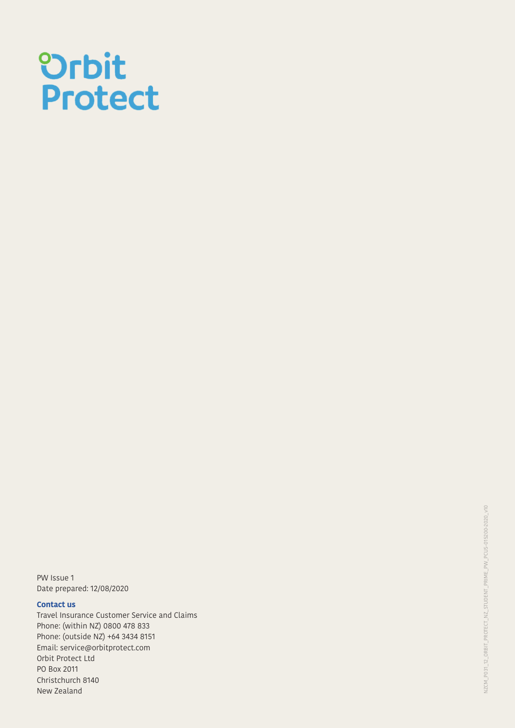# Orbit Protect

PW Issue 1
Date prepared: 12/08/2020

**Contact us**

Travel Insurance Customer Service and Claims
Phone: (within NZ) 0800 478 833
Phone: (outside NZ) +64 3434 8151
Email: service@orbitprotect.com
Orbit Protect Ltd
PO Box 2011
Christchurch 8140
New Zealand

NZCM_P031_12_ORBIT_PROTECT_NZ_STUDENT_PRIME_PW_PCUS-015200-2020_v10